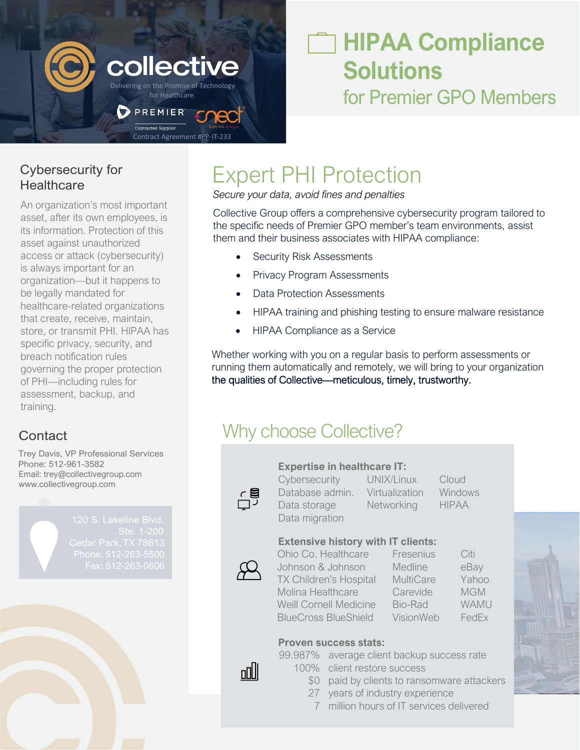collective

Delivering on the Promise of Technology for Healthcare.

PREMIER Contracted Supplier

Contract Agreement #PP-IT-233

# HIPAA Compliance Solutions

## for Premier GPO Members

## Cybersecurity for Healthcare

An organization's most important asset, after its own employees, is its information. Protection of this asset against unauthorized access or attack (cybersecurity) is always important for an organization—but it happens to be legally mandated for healthcare-related organizations that create, receive, maintain, store, or transmit PHI. HIPAA has specific privacy, security, and breach notification rules governing the proper protection of PHI—including rules for assessment, backup, and training.

## Contact

Trey Davis, VP Professional Services
Phone: 512-961-3582
Email: trey@collectivegroup.com
www.collectivegroup.com

120 S. Lakeline Blvd.
Ste. 1-200
Cedar Park, TX 78613
Phone: 512-263-5500
Fax: 512-263-0606

## Expert PHI Protection

*Secure your data, avoid fines and penalties*

Collective Group offers a comprehensive cybersecurity program tailored to the specific needs of Premier GPO member's team environments, assist them and their business associates with HIPAA compliance:

- Security Risk Assessments
- Privacy Program Assessments
- Data Protection Assessments
- HIPAA training and phishing testing to ensure malware resistance
- HIPAA Compliance as a Service

Whether working with you on a regular basis to perform assessments or running them automatically and remotely, we will bring to your organization the qualities of Collective—meticulous, timely, trustworthy.

## Why choose Collective?

**Expertise in healthcare IT:**

| | | |
|---|---|---|
| Cybersecurity | UNIX/Linux | Cloud |
| Database admin. | Virtualization | Windows |
| Data storage | Networking | HIPAA |
| Data migration | | |

**Extensive history with IT clients:**

| | | |
|---|---|---|
| Ohio Co. Healthcare | Fresenius | Citi |
| Johnson & Johnson | Medline | eBay |
| TX Children's Hospital | MultiCare | Yahoo |
| Molina Healthcare | Carevide | MGM |
| Weill Cornell Medicine | Bio-Rad | WAMU |
| BlueCross BlueShield | VisionWeb | FedEx |

**Proven success stats:**

| | |
|---|---|
| 99.987% | average client backup success rate |
| 100% | client restore success |
| $0 | paid by clients to ransomware attackers |
| 27 | years of industry experience |
| 7 | million hours of IT services delivered |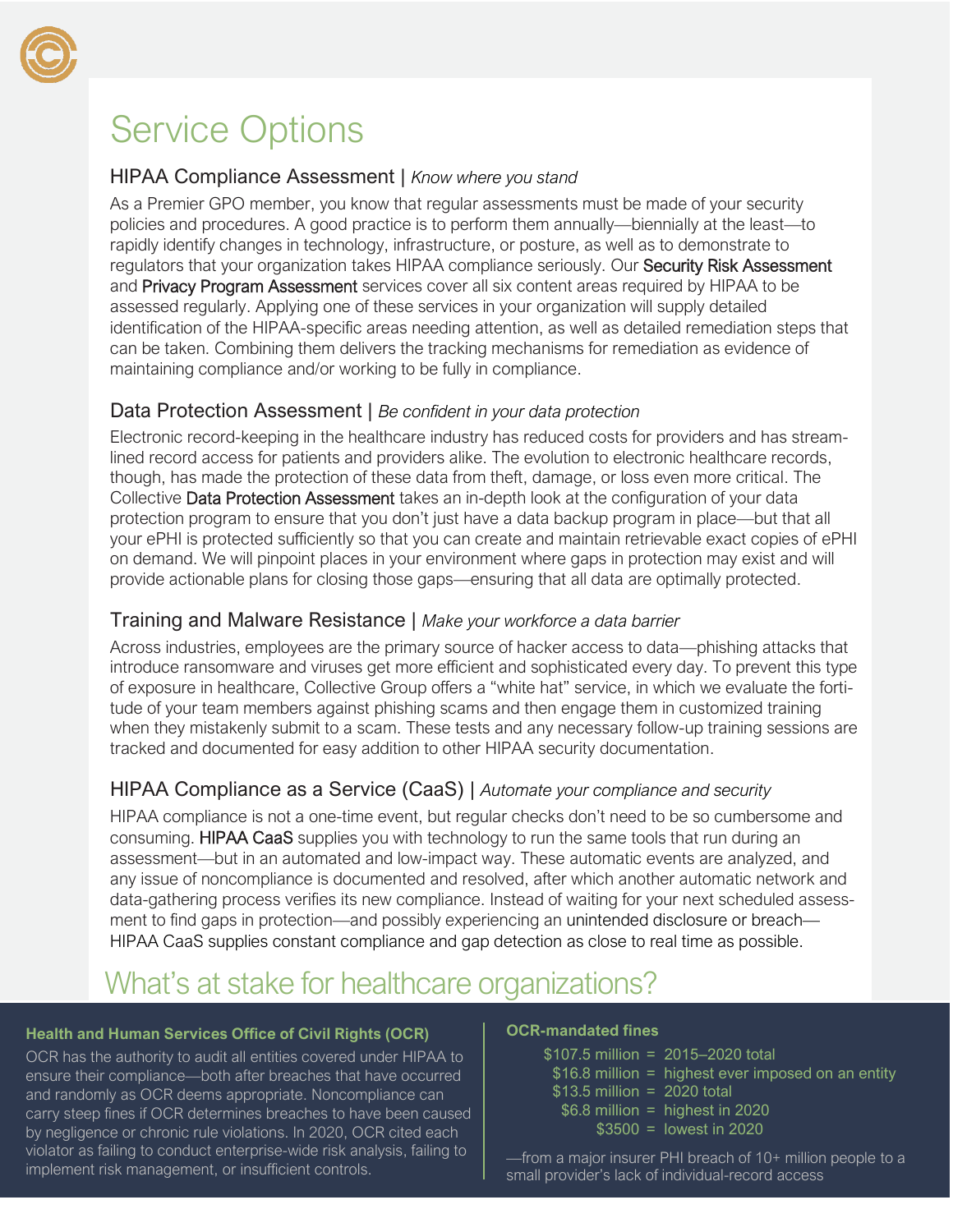# Service Options

### HIPAA Compliance Assessment | *Know where you stand*

As a Premier GPO member, you know that regular assessments must be made of your security policies and procedures. A good practice is to perform them annually—biennially at the least—to rapidly identify changes in technology, infrastructure, or posture, as well as to demonstrate to regulators that your organization takes HIPAA compliance seriously. Our Security Risk Assessment and Privacy Program Assessment services cover all six content areas required by HIPAA to be assessed regularly. Applying one of these services in your organization will supply detailed identification of the HIPAA-specific areas needing attention, as well as detailed remediation steps that can be taken. Combining them delivers the tracking mechanisms for remediation as evidence of maintaining compliance and/or working to be fully in compliance.

### Data Protection Assessment | *Be confident in your data protection*

Electronic record-keeping in the healthcare industry has reduced costs for providers and has streamlined record access for patients and providers alike. The evolution to electronic healthcare records, though, has made the protection of these data from theft, damage, or loss even more critical. The Collective Data Protection Assessment takes an in-depth look at the configuration of your data protection program to ensure that you don't just have a data backup program in place—but that all your ePHI is protected sufficiently so that you can create and maintain retrievable exact copies of ePHI on demand. We will pinpoint places in your environment where gaps in protection may exist and will provide actionable plans for closing those gaps—ensuring that all data are optimally protected.

### Training and Malware Resistance | *Make your workforce a data barrier*

Across industries, employees are the primary source of hacker access to data—phishing attacks that introduce ransomware and viruses get more efficient and sophisticated every day. To prevent this type of exposure in healthcare, Collective Group offers a "white hat" service, in which we evaluate the fortitude of your team members against phishing scams and then engage them in customized training when they mistakenly submit to a scam. These tests and any necessary follow-up training sessions are tracked and documented for easy addition to other HIPAA security documentation.

### HIPAA Compliance as a Service (CaaS) | *Automate your compliance and security*

HIPAA compliance is not a one-time event, but regular checks don't need to be so cumbersome and consuming. HIPAA CaaS supplies you with technology to run the same tools that run during an assessment—but in an automated and low-impact way. These automatic events are analyzed, and any issue of noncompliance is documented and resolved, after which another automatic network and data-gathering process verifies its new compliance. Instead of waiting for your next scheduled assessment to find gaps in protection—and possibly experiencing an unintended disclosure or breach—HIPAA CaaS supplies constant compliance and gap detection as close to real time as possible.

## What's at stake for healthcare organizations?

**Health and Human Services Office of Civil Rights (OCR)**

OCR has the authority to audit all entities covered under HIPAA to ensure their compliance—both after breaches that have occurred and randomly as OCR deems appropriate. Noncompliance can carry steep fines if OCR determines breaches to have been caused by negligence or chronic rule violations. In 2020, OCR cited each violator as failing to conduct enterprise-wide risk analysis, failing to implement risk management, or insufficient controls.

**OCR-mandated fines**

- $107.5 million = 2015–2020 total
- $16.8 million = highest ever imposed on an entity
- $13.5 million = 2020 total
- $6.8 million = highest in 2020
- $3500 = lowest in 2020

—from a major insurer PHI breach of 10+ million people to a small provider's lack of individual-record access